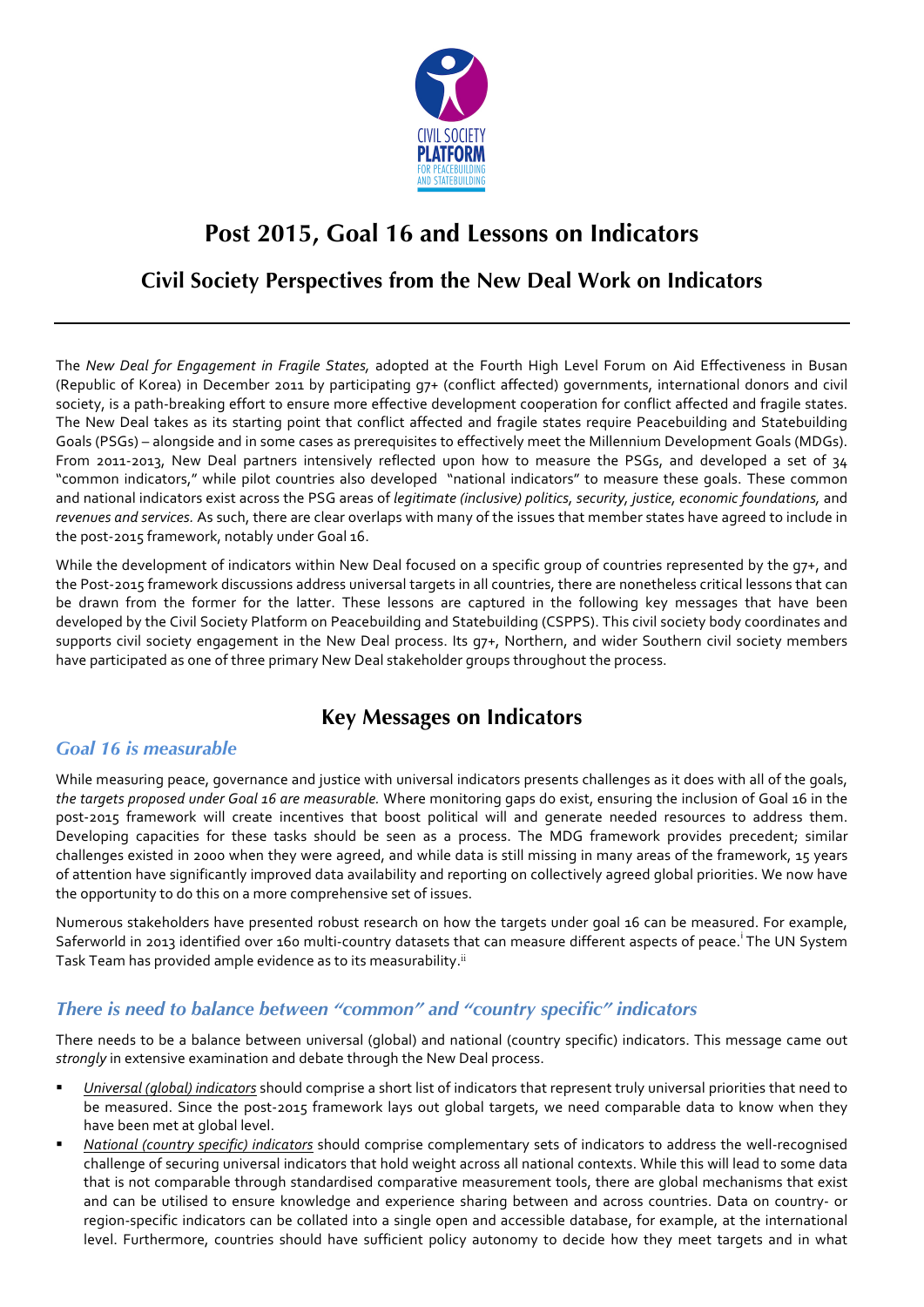# Post 2015, Goal 16 and Lessons on Indicators

## Civil Society Perspectives from the New Deal Work on Indicators

The *New Deal for Engagement in Fragile States,* adopted at the Fourth High Level Forum on Aid Effectiveness in Busan (Republic of Korea) in December 2011 by participating g7+ (conflict affected) governments, international donors and civil society, is a path-breaking effort to ensure more effective development cooperation for conflict affected and fragile states. The New Deal takes as its starting point that conflict affected and fragile states require Peacebuilding and Statebuilding Goals (PSGs) – alongside and in some cases as prerequisites to effectively meet the Millennium Development Goals (MDGs). From 2011-2013, New Deal partners intensively reflected upon how to measure the PSGs, and developed a set of 34 "common indicators," while pilot countries also developed "national indicators" to measure these goals. These common and national indicators exist across the PSG areas of *legitimate (inclusive) politics, security, justice, economic foundations,* and *revenues and services.* As such, there are clear overlaps with many of the issues that member states have agreed to include in the post-2015 framework, notably under Goal 16.

While the development of indicators within New Deal focused on a specific group of countries represented by the g7+, and the Post-2015 framework discussions address universal targets in all countries, there are nonetheless critical lessons that can be drawn from the former for the latter. These lessons are captured in the following key messages that have been developed by the Civil Society Platform on Peacebuilding and Statebuilding (CSPPS). This civil society body coordinates and supports civil society engagement in the New Deal process. Its g7+, Northern, and wider Southern civil society members have participated as one of three primary New Deal stakeholder groups throughout the process.

## Key Messages on Indicators

### *Goal 16 is measurable*

While measuring peace, governance and justice with universal indicators presents challenges as it does with all of the goals, *the targets proposed under Goal 16 are measurable.* Where monitoring gaps do exist, ensuring the inclusion of Goal 16 in the post-2015 framework will create incentives that boost political will and generate needed resources to address them. Developing capacities for these tasks should be seen as a process. The MDG framework provides precedent; similar challenges existed in 2000 when they were agreed, and while data is still missing in many areas of the framework, 15 years of attention have significantly improved data availability and reporting on collectively agreed global priorities. We now have the opportunity to do this on a more comprehensive set of issues.

Numerous stakeholders have presented robust research on how the targets under goal 16 can be measured. For example, Saferworld in 2013 identified over 160 multi-country datasets that can measure different aspects of peace.[i] The UN System Task Team has provided ample evidence as to its measurability.[ii]

### *There is need to balance between "common" and "country specific" indicators*

There needs to be a balance between universal (global) and national (country specific) indicators. This message came out *strongly* in extensive examination and debate through the New Deal process.

- *Universal (global) indicators* should comprise a short list of indicators that represent truly universal priorities that need to be measured. Since the post-2015 framework lays out global targets, we need comparable data to know when they have been met at global level.
- *National (country specific) indicators* should comprise complementary sets of indicators to address the well-recognised challenge of securing universal indicators that hold weight across all national contexts. While this will lead to some data that is not comparable through standardised comparative measurement tools, there are global mechanisms that exist and can be utilised to ensure knowledge and experience sharing between and across countries. Data on country- or region-specific indicators can be collated into a single open and accessible database, for example, at the international level. Furthermore, countries should have sufficient policy autonomy to decide how they meet targets and in what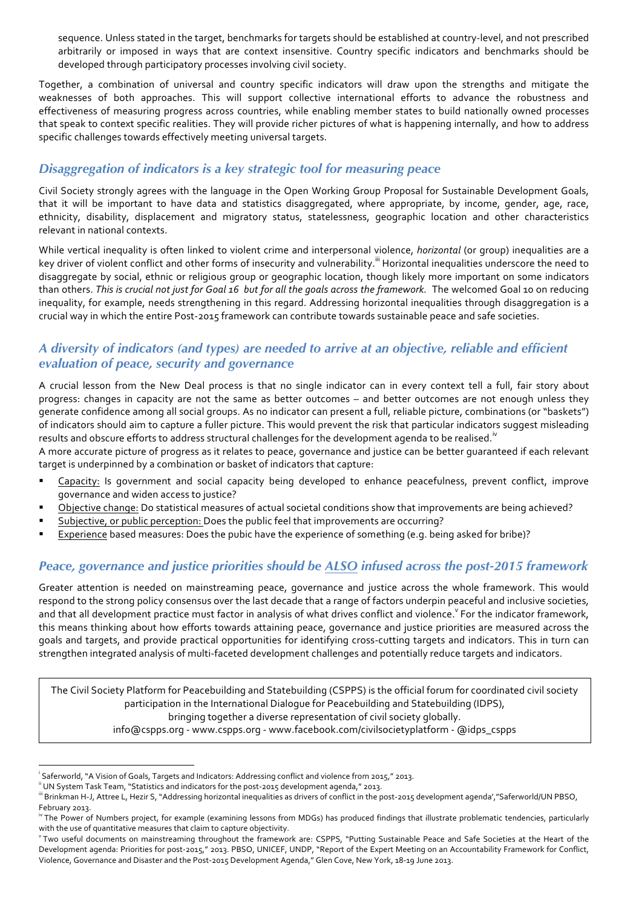sequence. Unless stated in the target, benchmarks for targets should be established at country-level, and not prescribed arbitrarily or imposed in ways that are context insensitive. Country specific indicators and benchmarks should be developed through participatory processes involving civil society.

Together, a combination of universal and country specific indicators will draw upon the strengths and mitigate the weaknesses of both approaches. This will support collective international efforts to advance the robustness and effectiveness of measuring progress across countries, while enabling member states to build nationally owned processes that speak to context specific realities. They will provide richer pictures of what is happening internally, and how to address specific challenges towards effectively meeting universal targets.

## *Disaggregation of indicators is a key strategic tool for measuring peace*

Civil Society strongly agrees with the language in the Open Working Group Proposal for Sustainable Development Goals, that it will be important to have data and statistics disaggregated, where appropriate, by income, gender, age, race, ethnicity, disability, displacement and migratory status, statelessness, geographic location and other characteristics relevant in national contexts.

While vertical inequality is often linked to violent crime and interpersonal violence, *horizontal* (or group) inequalities are a key driver of violent conflict and other forms of insecurity and vulnerability.[iii] Horizontal inequalities underscore the need to disaggregate by social, ethnic or religious group or geographic location, though likely more important on some indicators than others. *This is crucial not just for Goal 16 but for all the goals across the framework.* The welcomed Goal 10 on reducing inequality, for example, needs strengthening in this regard. Addressing horizontal inequalities through disaggregation is a crucial way in which the entire Post-2015 framework can contribute towards sustainable peace and safe societies.

## *A diversity of indicators (and types) are needed to arrive at an objective, reliable and efficient evaluation of peace, security and governance*

A crucial lesson from the New Deal process is that no single indicator can in every context tell a full, fair story about progress: changes in capacity are not the same as better outcomes – and better outcomes are not enough unless they generate confidence among all social groups. As no indicator can present a full, reliable picture, combinations (or "baskets") of indicators should aim to capture a fuller picture. This would prevent the risk that particular indicators suggest misleading results and obscure efforts to address structural challenges for the development agenda to be realised.[iv]

A more accurate picture of progress as it relates to peace, governance and justice can be better guaranteed if each relevant target is underpinned by a combination or basket of indicators that capture:

- Capacity: Is government and social capacity being developed to enhance peacefulness, prevent conflict, improve governance and widen access to justice?
- Objective change: Do statistical measures of actual societal conditions show that improvements are being achieved?
- Subjective, or public perception: Does the public feel that improvements are occurring?
- Experience based measures: Does the pubic have the experience of something (e.g. being asked for bribe)?

## *Peace, governance and justice priorities should be ALSO infused across the post-2015 framework*

Greater attention is needed on mainstreaming peace, governance and justice across the whole framework. This would respond to the strong policy consensus over the last decade that a range of factors underpin peaceful and inclusive societies, and that all development practice must factor in analysis of what drives conflict and violence.[v] For the indicator framework, this means thinking about how efforts towards attaining peace, governance and justice priorities are measured across the goals and targets, and provide practical opportunities for identifying cross-cutting targets and indicators. This in turn can strengthen integrated analysis of multi-faceted development challenges and potentially reduce targets and indicators.

The Civil Society Platform for Peacebuilding and Statebuilding (CSPPS) is the official forum for coordinated civil society participation in the International Dialogue for Peacebuilding and Statebuilding (IDPS), bringing together a diverse representation of civil society globally.
info@cspps.org - www.cspps.org - www.facebook.com/civilsocietyplatform - @idps_cspps

---

[i] Saferworld, "A Vision of Goals, Targets and Indicators: Addressing conflict and violence from 2015," 2013.

[ii] UN System Task Team, "Statistics and indicators for the post-2015 development agenda," 2013.

[iii] Brinkman H-J, Attree L, Hezir S, "Addressing horizontal inequalities as drivers of conflict in the post-2015 development agenda',"Saferworld/UN PBSO, February 2013.

[iv] The Power of Numbers project, for example (examining lessons from MDGs) has produced findings that illustrate problematic tendencies, particularly with the use of quantitative measures that claim to capture objectivity.

[v] Two useful documents on mainstreaming throughout the framework are: CSPPS, "Putting Sustainable Peace and Safe Societies at the Heart of the Development agenda: Priorities for post-2015," 2013. PBSO, UNICEF, UNDP, "Report of the Expert Meeting on an Accountability Framework for Conflict, Violence, Governance and Disaster and the Post-2015 Development Agenda," Glen Cove, New York, 18-19 June 2013.